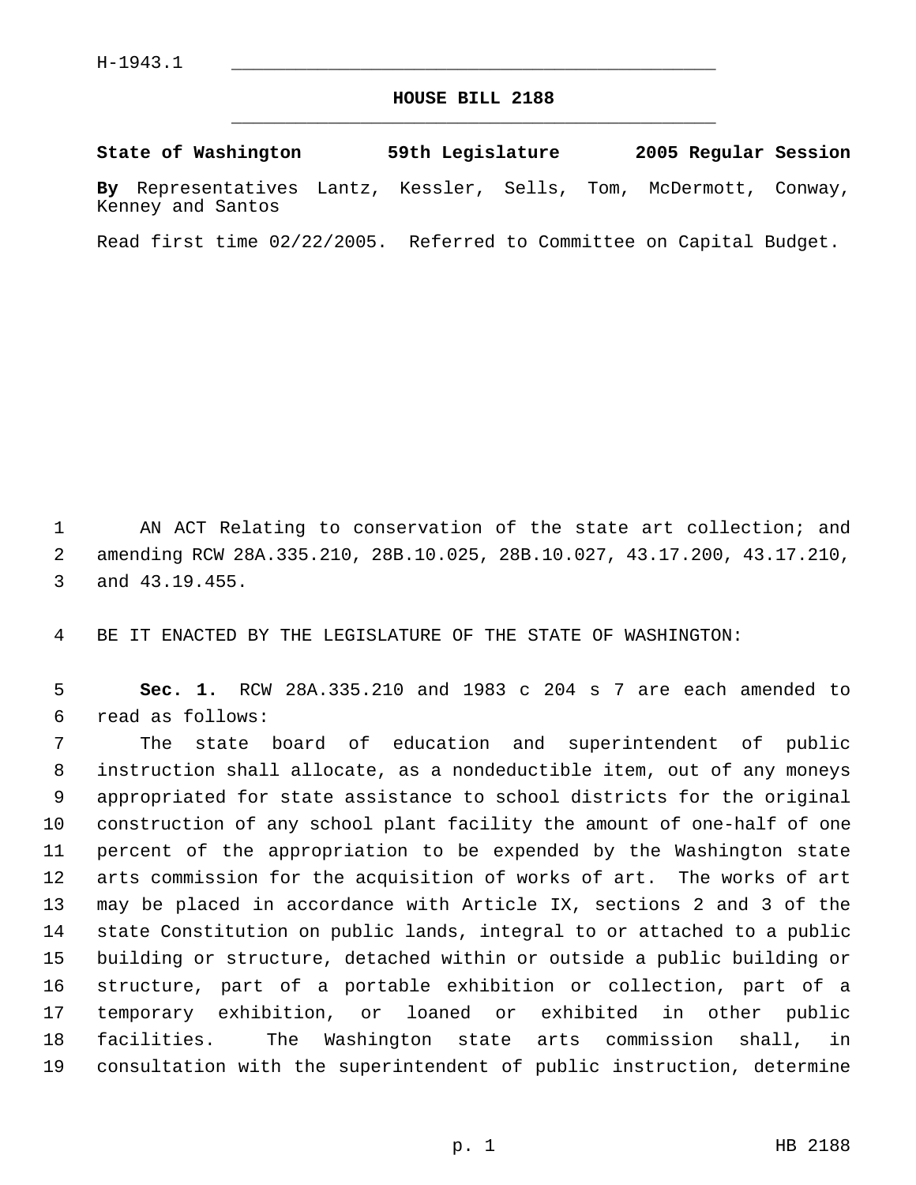H-1943.1

# HOUSE BILL 2188

**State of Washington 59th Legislature 2005 Regular Session**

**By** Representatives Lantz, Kessler, Sells, Tom, McDermott, Conway, Kenney and Santos

Read first time 02/22/2005. Referred to Committee on Capital Budget.

AN ACT Relating to conservation of the state art collection; and amending RCW 28A.335.210, 28B.10.025, 28B.10.027, 43.17.200, 43.17.210, and 43.19.455.

BE IT ENACTED BY THE LEGISLATURE OF THE STATE OF WASHINGTON:

**Sec. 1.** RCW 28A.335.210 and 1983 c 204 s 7 are each amended to read as follows:

The state board of education and superintendent of public instruction shall allocate, as a nondeductible item, out of any moneys appropriated for state assistance to school districts for the original construction of any school plant facility the amount of one-half of one percent of the appropriation to be expended by the Washington state arts commission for the acquisition of works of art. The works of art may be placed in accordance with Article IX, sections 2 and 3 of the state Constitution on public lands, integral to or attached to a public building or structure, detached within or outside a public building or structure, part of a portable exhibition or collection, part of a temporary exhibition, or loaned or exhibited in other public facilities. The Washington state arts commission shall, in consultation with the superintendent of public instruction, determine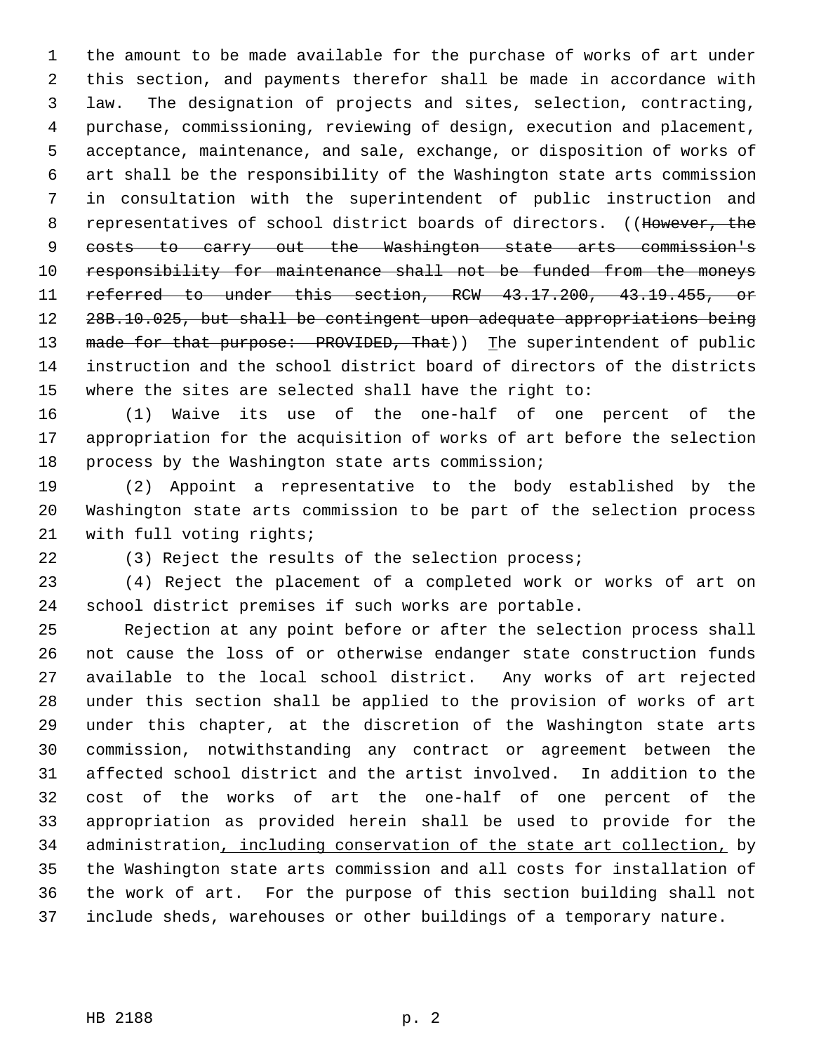the amount to be made available for the purchase of works of art under this section, and payments therefor shall be made in accordance with law. The designation of projects and sites, selection, contracting, purchase, commissioning, reviewing of design, execution and placement, acceptance, maintenance, and sale, exchange, or disposition of works of art shall be the responsibility of the Washington state arts commission in consultation with the superintendent of public instruction and representatives of school district boards of directors. ((~~However, the costs to carry out the Washington state arts commission's responsibility for maintenance shall not be funded from the moneys referred to under this section, RCW 43.17.200, 43.19.455, or 28B.10.025, but shall be contingent upon adequate appropriations being made for that purpose: PROVIDED, That~~)) <u>T</u>he superintendent of public instruction and the school district board of directors of the districts where the sites are selected shall have the right to:

(1) Waive its use of the one-half of one percent of the appropriation for the acquisition of works of art before the selection process by the Washington state arts commission;

(2) Appoint a representative to the body established by the Washington state arts commission to be part of the selection process with full voting rights;

(3) Reject the results of the selection process;

(4) Reject the placement of a completed work or works of art on school district premises if such works are portable.

Rejection at any point before or after the selection process shall not cause the loss of or otherwise endanger state construction funds available to the local school district. Any works of art rejected under this section shall be applied to the provision of works of art under this chapter, at the discretion of the Washington state arts commission, notwithstanding any contract or agreement between the affected school district and the artist involved. In addition to the cost of the works of art the one-half of one percent of the appropriation as provided herein shall be used to provide for the administration<u>, including conservation of the state art collection,</u> by the Washington state arts commission and all costs for installation of the work of art. For the purpose of this section building shall not include sheds, warehouses or other buildings of a temporary nature.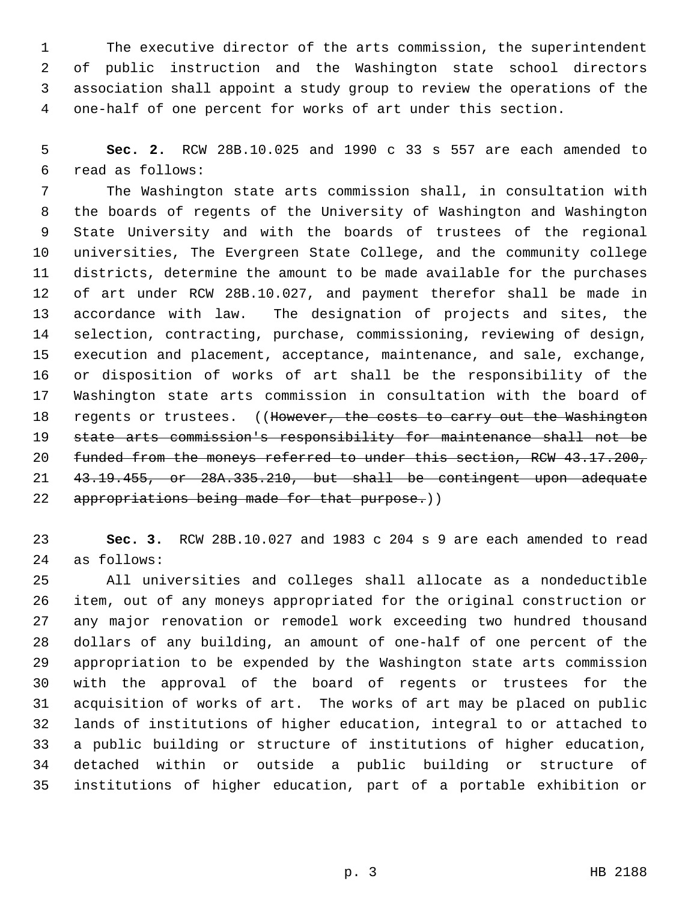The executive director of the arts commission, the superintendent of public instruction and the Washington state school directors association shall appoint a study group to review the operations of the one-half of one percent for works of art under this section.

**Sec. 2.** RCW 28B.10.025 and 1990 c 33 s 557 are each amended to read as follows:

The Washington state arts commission shall, in consultation with the boards of regents of the University of Washington and Washington State University and with the boards of trustees of the regional universities, The Evergreen State College, and the community college districts, determine the amount to be made available for the purchases of art under RCW 28B.10.027, and payment therefor shall be made in accordance with law. The designation of projects and sites, the selection, contracting, purchase, commissioning, reviewing of design, execution and placement, acceptance, maintenance, and sale, exchange, or disposition of works of art shall be the responsibility of the Washington state arts commission in consultation with the board of regents or trustees. ((~~However, the costs to carry out the Washington state arts commission's responsibility for maintenance shall not be funded from the moneys referred to under this section, RCW 43.17.200, 43.19.455, or 28A.335.210, but shall be contingent upon adequate appropriations being made for that purpose.~~))

**Sec. 3.** RCW 28B.10.027 and 1983 c 204 s 9 are each amended to read as follows:

All universities and colleges shall allocate as a nondeductible item, out of any moneys appropriated for the original construction or any major renovation or remodel work exceeding two hundred thousand dollars of any building, an amount of one-half of one percent of the appropriation to be expended by the Washington state arts commission with the approval of the board of regents or trustees for the acquisition of works of art. The works of art may be placed on public lands of institutions of higher education, integral to or attached to a public building or structure of institutions of higher education, detached within or outside a public building or structure of institutions of higher education, part of a portable exhibition or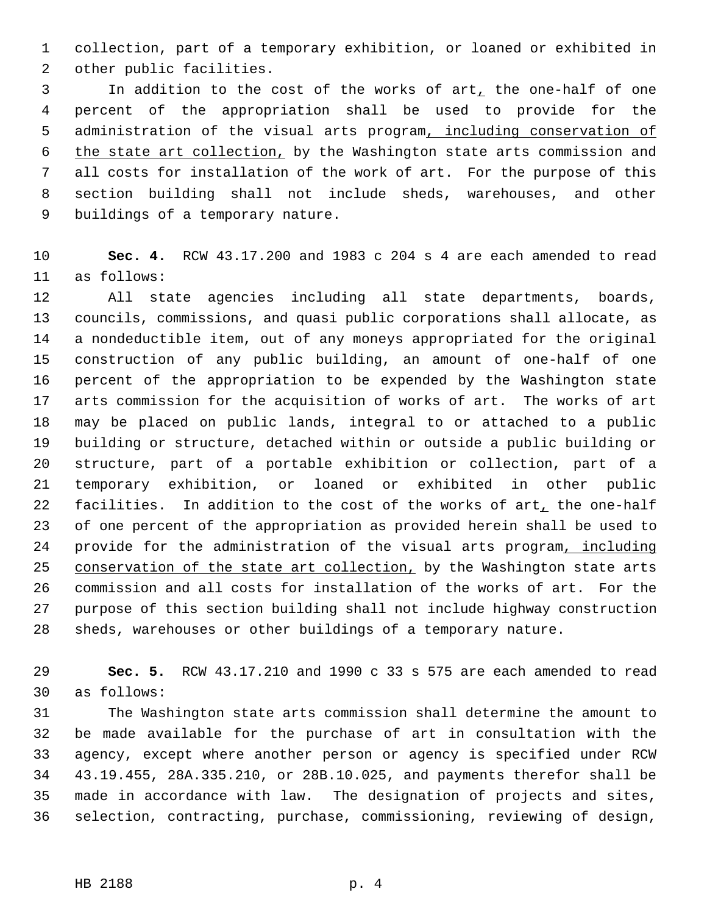collection, part of a temporary exhibition, or loaned or exhibited in other public facilities.

In addition to the cost of the works of art, the one-half of one percent of the appropriation shall be used to provide for the administration of the visual arts program, including conservation of the state art collection, by the Washington state arts commission and all costs for installation of the work of art. For the purpose of this section building shall not include sheds, warehouses, and other buildings of a temporary nature.

**Sec. 4.** RCW 43.17.200 and 1983 c 204 s 4 are each amended to read as follows:

All state agencies including all state departments, boards, councils, commissions, and quasi public corporations shall allocate, as a nondeductible item, out of any moneys appropriated for the original construction of any public building, an amount of one-half of one percent of the appropriation to be expended by the Washington state arts commission for the acquisition of works of art. The works of art may be placed on public lands, integral to or attached to a public building or structure, detached within or outside a public building or structure, part of a portable exhibition or collection, part of a temporary exhibition, or loaned or exhibited in other public facilities. In addition to the cost of the works of art, the one-half of one percent of the appropriation as provided herein shall be used to provide for the administration of the visual arts program, including conservation of the state art collection, by the Washington state arts commission and all costs for installation of the works of art. For the purpose of this section building shall not include highway construction sheds, warehouses or other buildings of a temporary nature.

**Sec. 5.** RCW 43.17.210 and 1990 c 33 s 575 are each amended to read as follows:

The Washington state arts commission shall determine the amount to be made available for the purchase of art in consultation with the agency, except where another person or agency is specified under RCW 43.19.455, 28A.335.210, or 28B.10.025, and payments therefor shall be made in accordance with law. The designation of projects and sites, selection, contracting, purchase, commissioning, reviewing of design,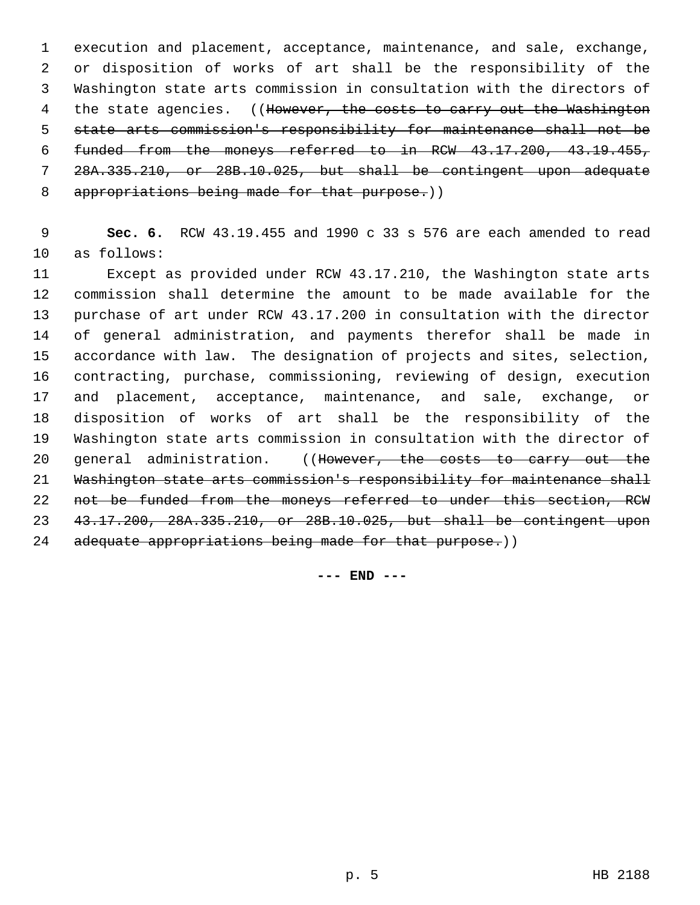execution and placement, acceptance, maintenance, and sale, exchange, or disposition of works of art shall be the responsibility of the Washington state arts commission in consultation with the directors of the state agencies. ((~~However, the costs to carry out the Washington state arts commission's responsibility for maintenance shall not be funded from the moneys referred to in RCW 43.17.200, 43.19.455, 28A.335.210, or 28B.10.025, but shall be contingent upon adequate appropriations being made for that purpose.~~))

**Sec. 6.** RCW 43.19.455 and 1990 c 33 s 576 are each amended to read as follows:

Except as provided under RCW 43.17.210, the Washington state arts commission shall determine the amount to be made available for the purchase of art under RCW 43.17.200 in consultation with the director of general administration, and payments therefor shall be made in accordance with law. The designation of projects and sites, selection, contracting, purchase, commissioning, reviewing of design, execution and placement, acceptance, maintenance, and sale, exchange, or disposition of works of art shall be the responsibility of the Washington state arts commission in consultation with the director of general administration. ((~~However, the costs to carry out the Washington state arts commission's responsibility for maintenance shall not be funded from the moneys referred to under this section, RCW 43.17.200, 28A.335.210, or 28B.10.025, but shall be contingent upon adequate appropriations being made for that purpose.~~))

**--- END ---**